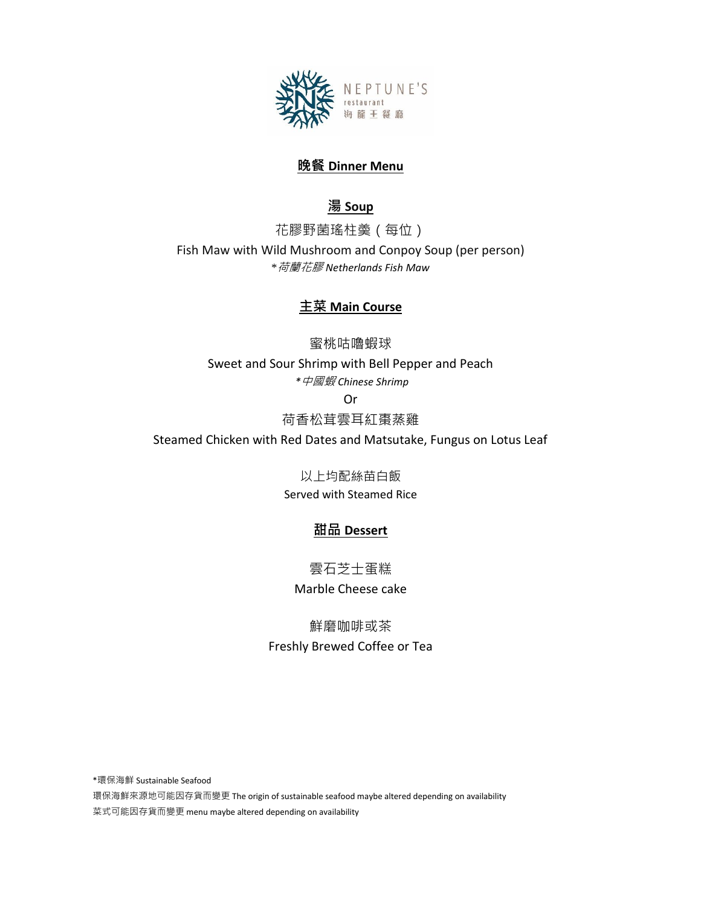NEPTUNE'S
restaurant
海龍王餐廳

# 晚餐 Dinner Menu

## 湯 Soup

花膠野菌瑤柱羹（每位）
Fish Maw with Wild Mushroom and Conpoy Soup (per person)
*\*荷蘭花膠 Netherlands Fish Maw*

## 主菜 Main Course

蜜桃咕嚕蝦球
Sweet and Sour Shrimp with Bell Pepper and Peach
*\*中國蝦 Chinese Shrimp*

Or

荷香松茸雲耳紅棗蒸雞
Steamed Chicken with Red Dates and Matsutake, Fungus on Lotus Leaf

以上均配絲苗白飯
Served with Steamed Rice

## 甜品 Dessert

雲石芝士蛋糕
Marble Cheese cake

鮮磨咖啡或茶
Freshly Brewed Coffee or Tea

*環保海鮮 Sustainable Seafood
環保海鮮來源地可能因存貨而變更 The origin of sustainable seafood maybe altered depending on availability
菜式可能因存貨而變更 menu maybe altered depending on availability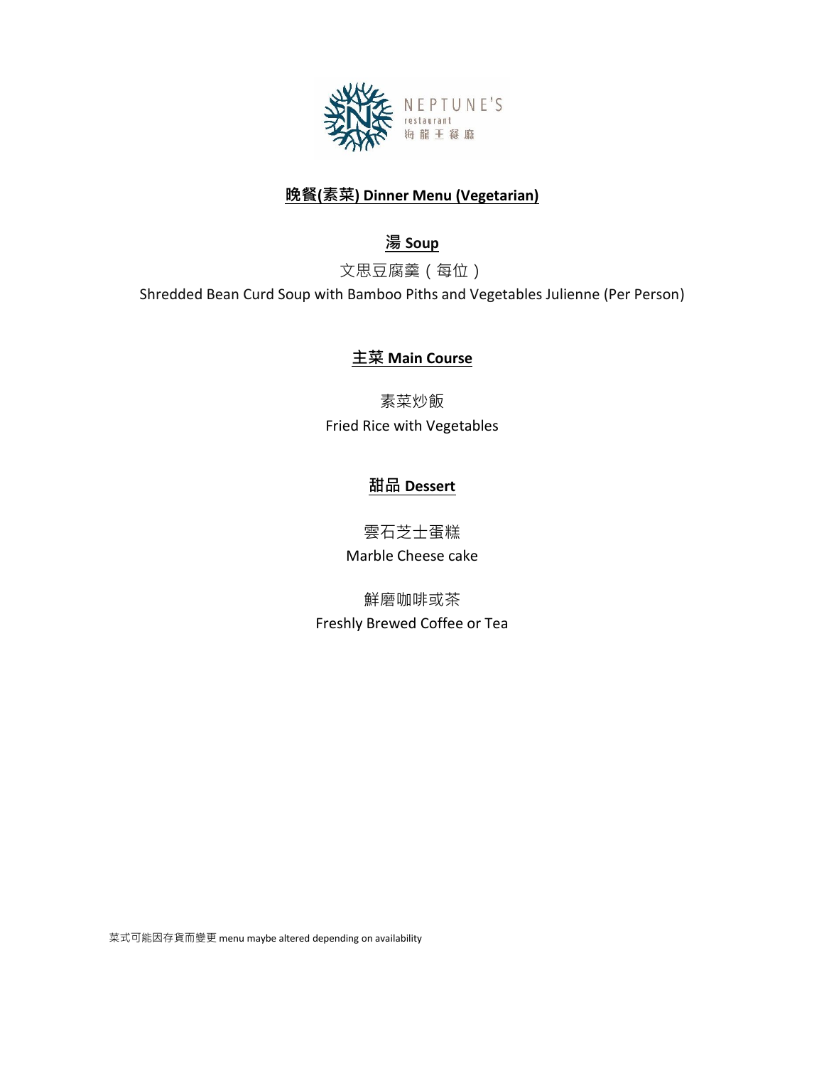NEPTUNE'S
restaurant
海龍王餐廳

## 晚餐(素菜) Dinner Menu (Vegetarian)

### 湯 Soup

文思豆腐羹（每位）
Shredded Bean Curd Soup with Bamboo Piths and Vegetables Julienne (Per Person)

### 主菜 Main Course

素菜炒飯
Fried Rice with Vegetables

### 甜品 Dessert

雲石芝士蛋糕
Marble Cheese cake

鮮磨咖啡或茶
Freshly Brewed Coffee or Tea

菜式可能因存貨而變更 menu maybe altered depending on availability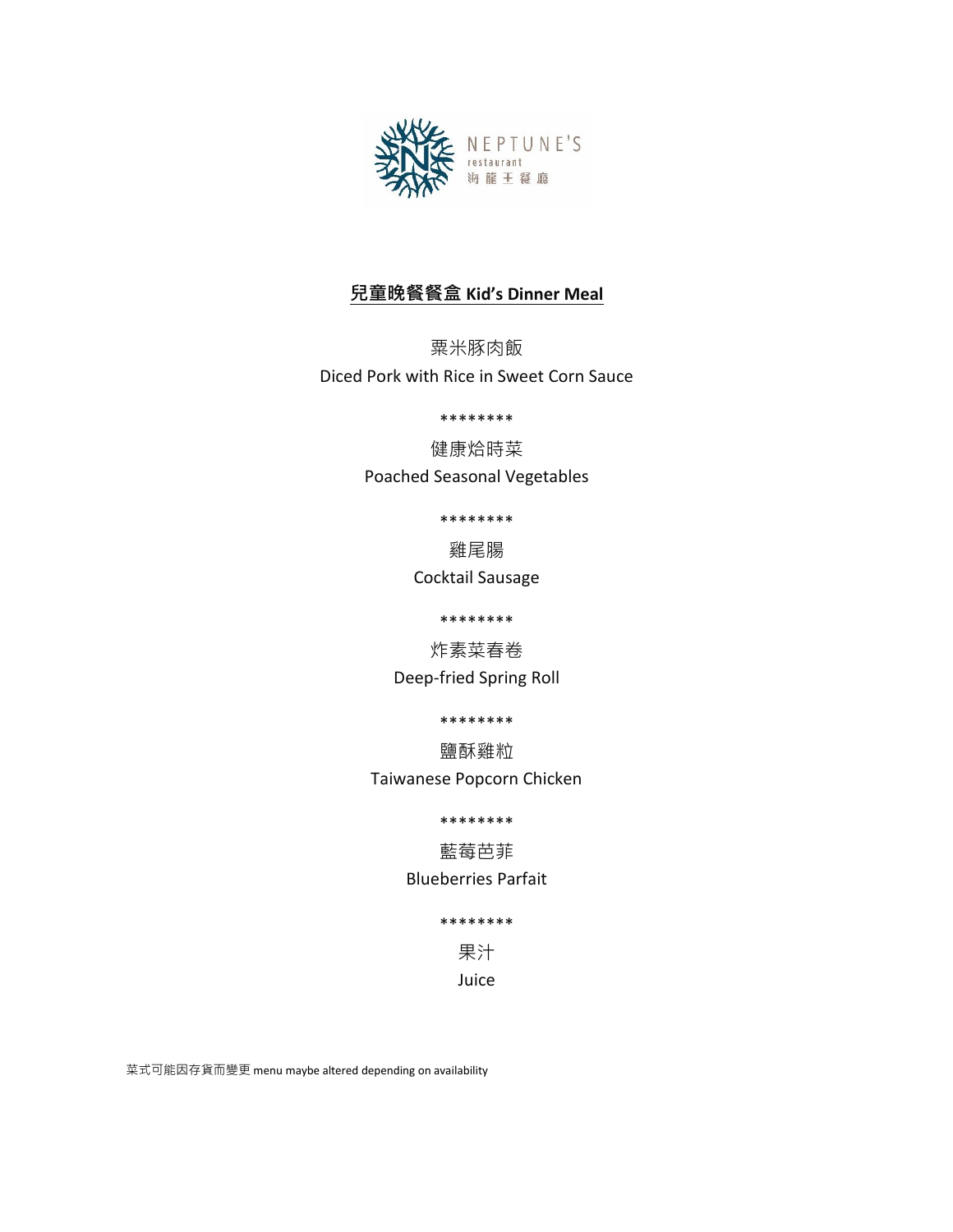NEPTUNE'S

restaurant

海龍王餐廳

## 兒童晚餐餐盒 Kid's Dinner Meal

粟米豚肉飯

Diced Pork with Rice in Sweet Corn Sauce

********

健康烚時菜

Poached Seasonal Vegetables

********

雞尾腸

Cocktail Sausage

********

炸素菜春卷

Deep-fried Spring Roll

********

鹽酥雞粒

Taiwanese Popcorn Chicken

********

藍莓芭菲

Blueberries Parfait

********

果汁

Juice

菜式可能因存貨而變更 menu maybe altered depending on availability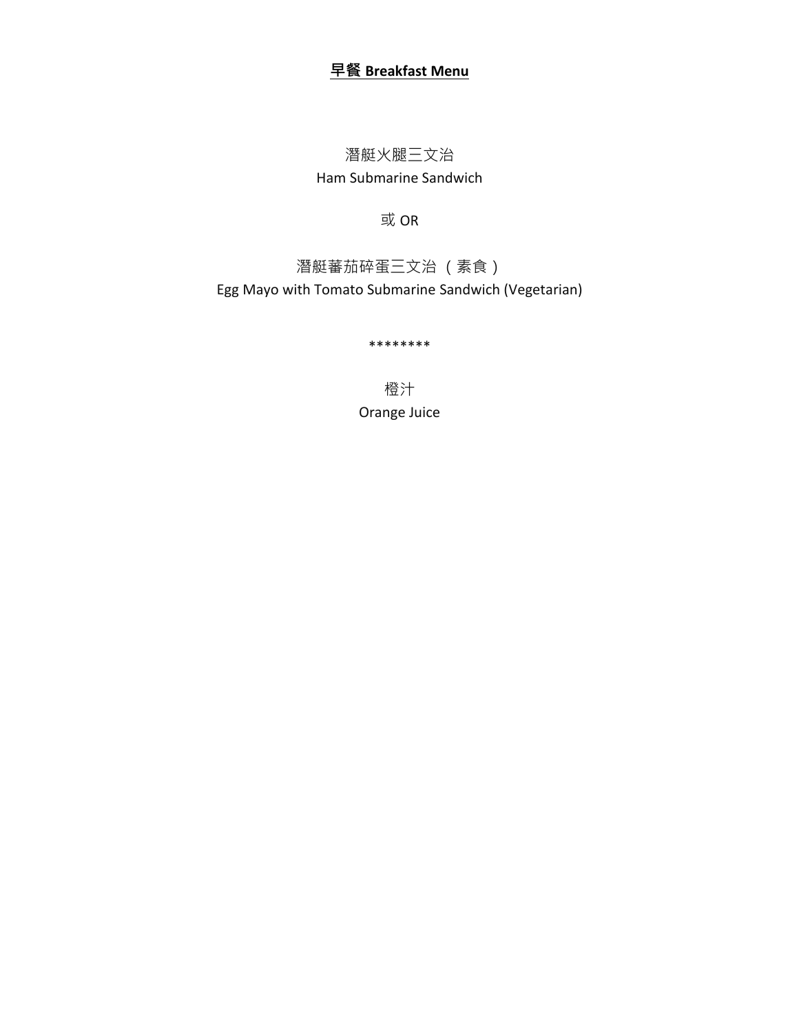**<u>早餐 Breakfast Menu</u>**

潛艇火腿三文治
Ham Submarine Sandwich

或 OR

潛艇蕃茄碎蛋三文治 （素食）
Egg Mayo with Tomato Submarine Sandwich (Vegetarian)

********

橙汁
Orange Juice